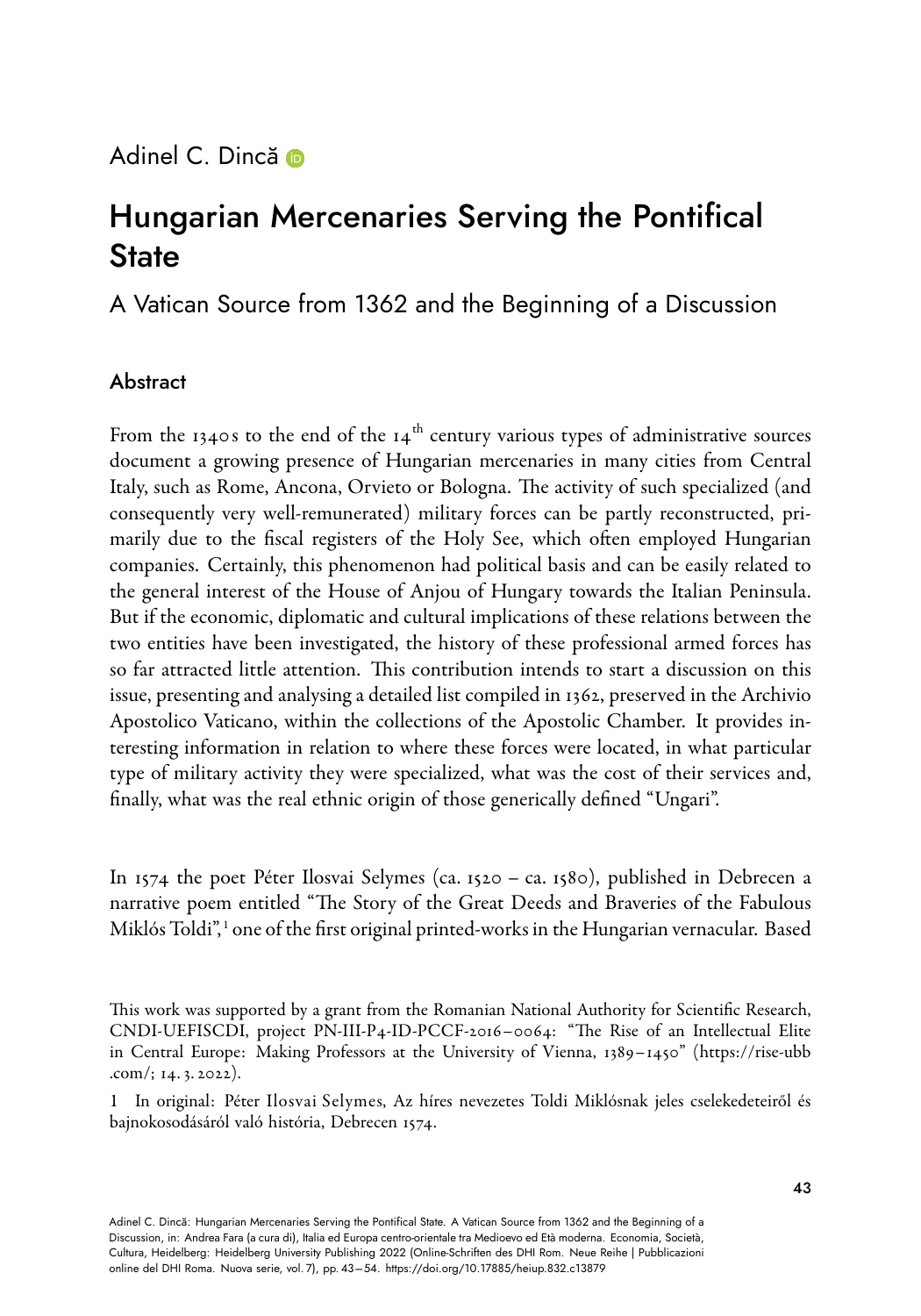Adinel C. Dincă

# Hungarian Mercenaries Serving the Pontifical State

## A Vatican Source from 1362 and the Beginning of a Discussion

### Abstract

From the 1340s to the end of the 14th century various types of administrative sources document a growing presence of Hungarian mercenaries in many cities from Central Italy, such as Rome, Ancona, Orvieto or Bologna. The activity of such specialized (and consequently very well-remunerated) military forces can be partly reconstructed, primarily due to the fiscal registers of the Holy See, which often employed Hungarian companies. Certainly, this phenomenon had political basis and can be easily related to the general interest of the House of Anjou of Hungary towards the Italian Peninsula. But if the economic, diplomatic and cultural implications of these relations between the two entities have been investigated, the history of these professional armed forces has so far attracted little attention. This contribution intends to start a discussion on this issue, presenting and analysing a detailed list compiled in 1362, preserved in the Archivio Apostolico Vaticano, within the collections of the Apostolic Chamber. It provides interesting information in relation to where these forces were located, in what particular type of military activity they were specialized, what was the cost of their services and, finally, what was the real ethnic origin of those generically defined "Ungari".

In 1574 the poet Péter Ilosvai Selymes (ca. 1520 – ca. 1580), published in Debrecen a narrative poem entitled "The Story of the Great Deeds and Braveries of the Fabulous Miklós Toldi",[1] one of the first original printed-works in the Hungarian vernacular. Based

This work was supported by a grant from the Romanian National Authority for Scientific Research, CNDI-UEFISCDI, project PN-III-P4-ID-PCCF-2016–0064: "The Rise of an Intellectual Elite in Central Europe: Making Professors at the University of Vienna, 1389–1450" (https://rise-ubb.com/; 14. 3. 2022).

1 In original: Péter Ilosvai Selymes, Az híres nevezetes Toldi Miklósnak jeles cselekedeteiről és bajnokosodásáról való história, Debrecen 1574.

Adinel C. Dincă: Hungarian Mercenaries Serving the Pontifical State. A Vatican Source from 1362 and the Beginning of a Discussion, in: Andrea Fara (a cura di), Italia ed Europa centro-orientale tra Medioevo ed Età moderna. Economia, Società, Cultura, Heidelberg: Heidelberg University Publishing 2022 (Online-Schriften des DHI Rom. Neue Reihe | Pubblicazioni online del DHI Roma. Nuova serie, vol. 7), pp. 43–54. https://doi.org/10.17885/heiup.832.c13879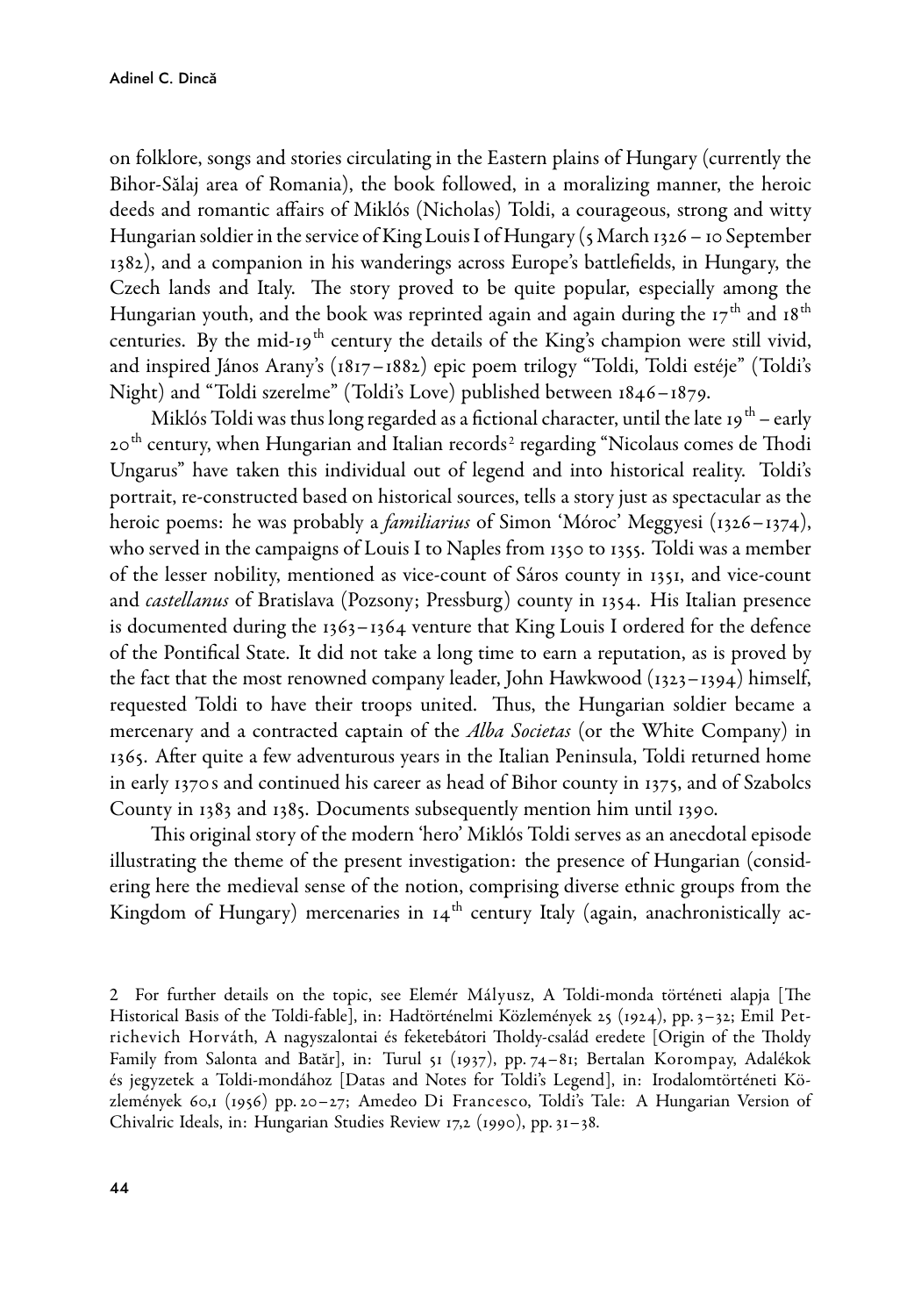on folklore, songs and stories circulating in the Eastern plains of Hungary (currently the Bihor-Sălaj area of Romania), the book followed, in a moralizing manner, the heroic deeds and romantic affairs of Miklós (Nicholas) Toldi, a courageous, strong and witty Hungarian soldier in the service of King Louis I of Hungary (5 March 1326 – 10 September 1382), and a companion in his wanderings across Europe's battlefields, in Hungary, the Czech lands and Italy. The story proved to be quite popular, especially among the Hungarian youth, and the book was reprinted again and again during the 17th and 18th centuries. By the mid-19th century the details of the King's champion were still vivid, and inspired János Arany's (1817–1882) epic poem trilogy "Toldi, Toldi estéje" (Toldi's Night) and "Toldi szerelme" (Toldi's Love) published between 1846–1879.

Miklós Toldi was thus long regarded as a fictional character, until the late 19th – early 20th century, when Hungarian and Italian records[2] regarding "Nicolaus comes de Thodi Ungarus" have taken this individual out of legend and into historical reality. Toldi's portrait, re-constructed based on historical sources, tells a story just as spectacular as the heroic poems: he was probably a *familiarius* of Simon 'Móroc' Meggyesi (1326–1374), who served in the campaigns of Louis I to Naples from 1350 to 1355. Toldi was a member of the lesser nobility, mentioned as vice-count of Sáros county in 1351, and vice-count and *castellanus* of Bratislava (Pozsony; Pressburg) county in 1354. His Italian presence is documented during the 1363–1364 venture that King Louis I ordered for the defence of the Pontifical State. It did not take a long time to earn a reputation, as is proved by the fact that the most renowned company leader, John Hawkwood (1323–1394) himself, requested Toldi to have their troops united. Thus, the Hungarian soldier became a mercenary and a contracted captain of the *Alba Societas* (or the White Company) in 1365. After quite a few adventurous years in the Italian Peninsula, Toldi returned home in early 1370s and continued his career as head of Bihor county in 1375, and of Szabolcs County in 1383 and 1385. Documents subsequently mention him until 1390.

This original story of the modern 'hero' Miklós Toldi serves as an anecdotal episode illustrating the theme of the present investigation: the presence of Hungarian (considering here the medieval sense of the notion, comprising diverse ethnic groups from the Kingdom of Hungary) mercenaries in 14th century Italy (again, anachronistically ac-

2 For further details on the topic, see Elemér Mályusz, A Toldi-monda történeti alapja [The Historical Basis of the Toldi-fable], in: Hadtörténelmi Közlemények 25 (1924), pp. 3–32; Emil Petrichevich Horváth, A nagyszalontai és feketebátori Tholdy-család eredete [Origin of the Tholdy Family from Salonta and Batăr], in: Turul 51 (1937), pp. 74–81; Bertalan Korompay, Adalékok és jegyzetek a Toldi-mondához [Datas and Notes for Toldi's Legend], in: Irodalomtörténeti Közlemények 60,1 (1956) pp. 20–27; Amedeo Di Francesco, Toldi's Tale: A Hungarian Version of Chivalric Ideals, in: Hungarian Studies Review 17,2 (1990), pp. 31–38.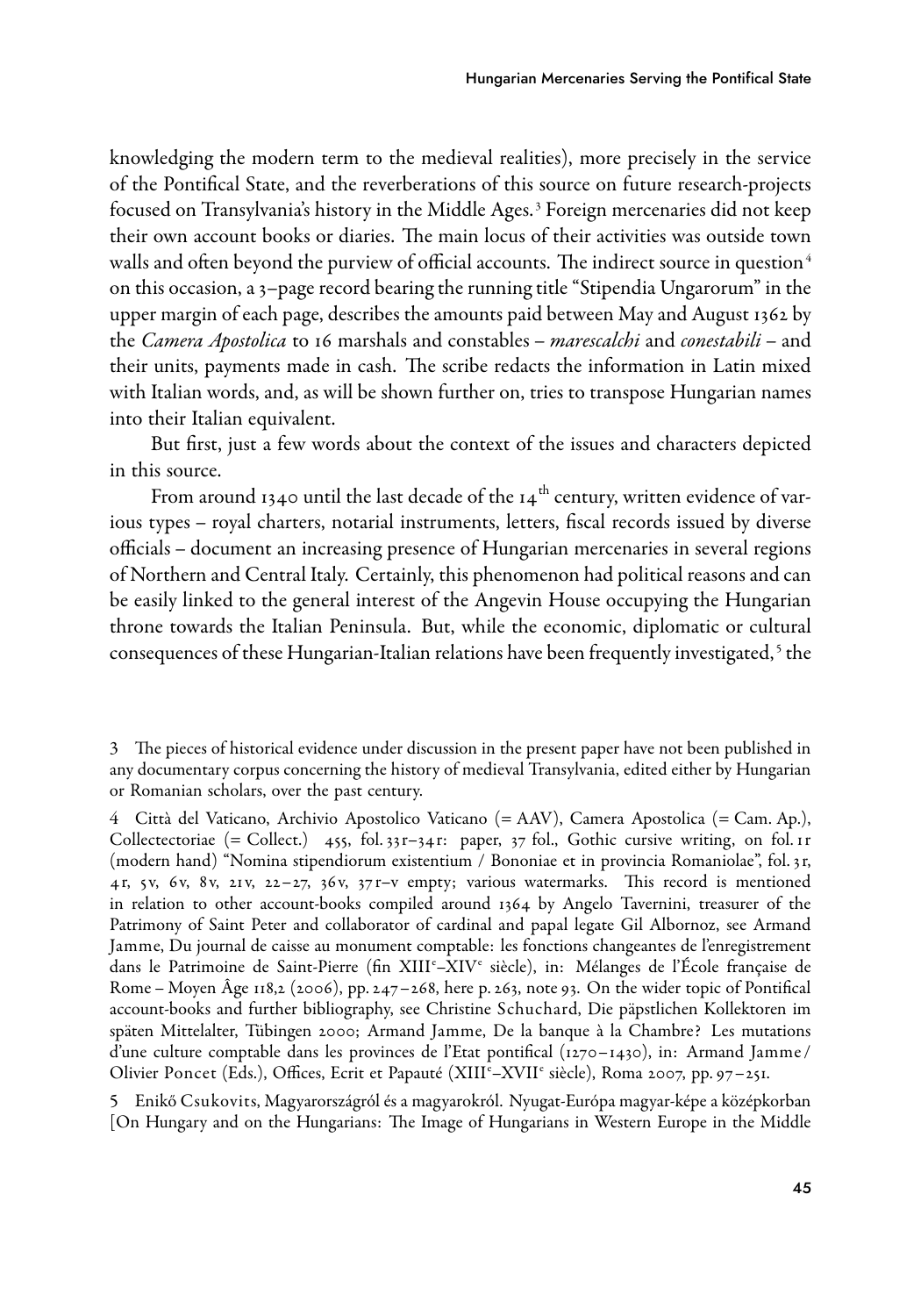knowledging the modern term to the medieval realities), more precisely in the service of the Pontifical State, and the reverberations of this source on future research-projects focused on Transylvania's history in the Middle Ages.[3] Foreign mercenaries did not keep their own account books or diaries. The main locus of their activities was outside town walls and often beyond the purview of official accounts. The indirect source in question[4] on this occasion, a 3–page record bearing the running title "Stipendia Ungarorum" in the upper margin of each page, describes the amounts paid between May and August 1362 by the *Camera Apostolica* to 16 marshals and constables – *marescalchi* and *conestabili* – and their units, payments made in cash. The scribe redacts the information in Latin mixed with Italian words, and, as will be shown further on, tries to transpose Hungarian names into their Italian equivalent.

But first, just a few words about the context of the issues and characters depicted in this source.

From around 1340 until the last decade of the 14th century, written evidence of various types – royal charters, notarial instruments, letters, fiscal records issued by diverse officials – document an increasing presence of Hungarian mercenaries in several regions of Northern and Central Italy. Certainly, this phenomenon had political reasons and can be easily linked to the general interest of the Angevin House occupying the Hungarian throne towards the Italian Peninsula. But, while the economic, diplomatic or cultural consequences of these Hungarian-Italian relations have been frequently investigated,[5] the

3 The pieces of historical evidence under discussion in the present paper have not been published in any documentary corpus concerning the history of medieval Transylvania, edited either by Hungarian or Romanian scholars, over the past century.

4 Città del Vaticano, Archivio Apostolico Vaticano (= AAV), Camera Apostolica (= Cam. Ap.), Collectectoriae (= Collect.) 455, fol. 33r–34r: paper, 37 fol., Gothic cursive writing, on fol. 1r (modern hand) "Nomina stipendiorum existentium / Bononiae et in provincia Romaniolae", fol. 3r, 4r, 5v, 6v, 8v, 21v, 22–27, 36v, 37r–v empty; various watermarks. This record is mentioned in relation to other account-books compiled around 1364 by Angelo Tavernini, treasurer of the Patrimony of Saint Peter and collaborator of cardinal and papal legate Gil Albornoz, see Armand Jamme, Du journal de caisse au monument comptable: les fonctions changeantes de l'enregistrement dans le Patrimoine de Saint-Pierre (fin XIIIe–XIVe siècle), in: Mélanges de l'École française de Rome – Moyen Âge 118,2 (2006), pp. 247–268, here p. 263, note 93. On the wider topic of Pontifical account-books and further bibliography, see Christine Schuchard, Die päpstlichen Kollektoren im späten Mittelalter, Tübingen 2000; Armand Jamme, De la banque à la Chambre? Les mutations d'une culture comptable dans les provinces de l'Etat pontifical (1270–1430), in: Armand Jamme / Olivier Poncet (Eds.), Offices, Ecrit et Papauté (XIIIe–XVIIe siècle), Roma 2007, pp. 97–251.

5 Enikő Csukovits, Magyarországról és a magyarokról. Nyugat-Európa magyar-képe a középkorban [On Hungary and on the Hungarians: The Image of Hungarians in Western Europe in the Middle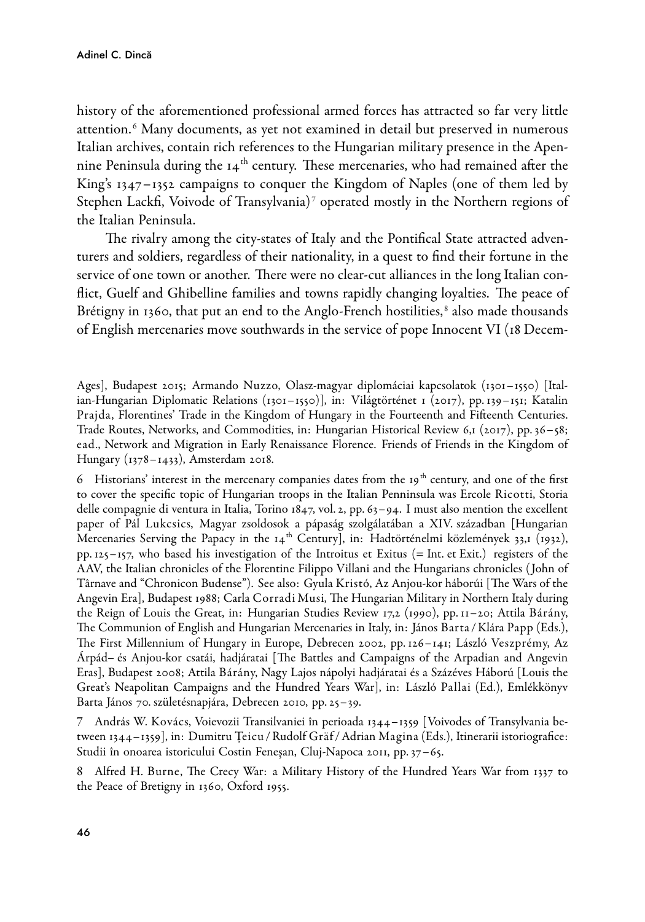history of the aforementioned professional armed forces has attracted so far very little attention.[6] Many documents, as yet not examined in detail but preserved in numerous Italian archives, contain rich references to the Hungarian military presence in the Apennine Peninsula during the 14th century. These mercenaries, who had remained after the King's 1347–1352 campaigns to conquer the Kingdom of Naples (one of them led by Stephen Lackfi, Voivode of Transylvania)[7] operated mostly in the Northern regions of the Italian Peninsula.

The rivalry among the city-states of Italy and the Pontifical State attracted adventurers and soldiers, regardless of their nationality, in a quest to find their fortune in the service of one town or another. There were no clear-cut alliances in the long Italian conflict, Guelf and Ghibelline families and towns rapidly changing loyalties. The peace of Brétigny in 1360, that put an end to the Anglo-French hostilities,[8] also made thousands of English mercenaries move southwards in the service of pope Innocent VI (18 Decem-

Ages], Budapest 2015; Armando Nuzzo, Olasz-magyar diplomáciai kapcsolatok (1301–1550) [Italian-Hungarian Diplomatic Relations (1301–1550)], in: Világtörténet 1 (2017), pp. 139–151; Katalin Prajda, Florentines' Trade in the Kingdom of Hungary in the Fourteenth and Fifteenth Centuries. Trade Routes, Networks, and Commodities, in: Hungarian Historical Review 6,1 (2017), pp. 36–58; ead., Network and Migration in Early Renaissance Florence. Friends of Friends in the Kingdom of Hungary (1378–1433), Amsterdam 2018.

6 Historians' interest in the mercenary companies dates from the 19th century, and one of the first to cover the specific topic of Hungarian troops in the Italian Penninsula was Ercole Ricotti, Storia delle compagnie di ventura in Italia, Torino 1847, vol. 2, pp. 63–94. I must also mention the excellent paper of Pál Lukcsics, Magyar zsoldosok a pápaság szolgálatában a XIV. században [Hungarian Mercenaries Serving the Papacy in the 14th Century], in: Hadtörténelmi közlemények 33,1 (1932), pp. 125–157, who based his investigation of the Introitus et Exitus (= Int. et Exit.) registers of the AAV, the Italian chronicles of the Florentine Filippo Villani and the Hungarians chronicles (John of Târnave and "Chronicon Budense"). See also: Gyula Kristó, Az Anjou-kor háborúi [The Wars of the Angevin Era], Budapest 1988; Carla Corradi Musi, The Hungarian Military in Northern Italy during the Reign of Louis the Great, in: Hungarian Studies Review 17,2 (1990), pp. 11–20; Attila Bárány, The Communion of English and Hungarian Mercenaries in Italy, in: János Barta / Klára Papp (Eds.), The First Millennium of Hungary in Europe, Debrecen 2002, pp. 126–141; László Veszprémy, Az Árpád– és Anjou-kor csatái, hadjáratai [The Battles and Campaigns of the Arpadian and Angevin Eras], Budapest 2008; Attila Bárány, Nagy Lajos nápolyi hadjáratai és a Százéves Háború [Louis the Great's Neapolitan Campaigns and the Hundred Years War], in: László Pallai (Ed.), Emlékkönyv Barta János 70. születésnapjára, Debrecen 2010, pp. 25–39.

7 András W. Kovács, Voievozii Transilvaniei în perioada 1344–1359 [Voivodes of Transylvania between 1344–1359], in: Dumitru Țeicu / Rudolf Gräf / Adrian Magina (Eds.), Itinerarii istoriografice: Studii în onoarea istoricului Costin Feneșan, Cluj-Napoca 2011, pp. 37–65.

8 Alfred H. Burne, The Crecy War: a Military History of the Hundred Years War from 1337 to the Peace of Bretigny in 1360, Oxford 1955.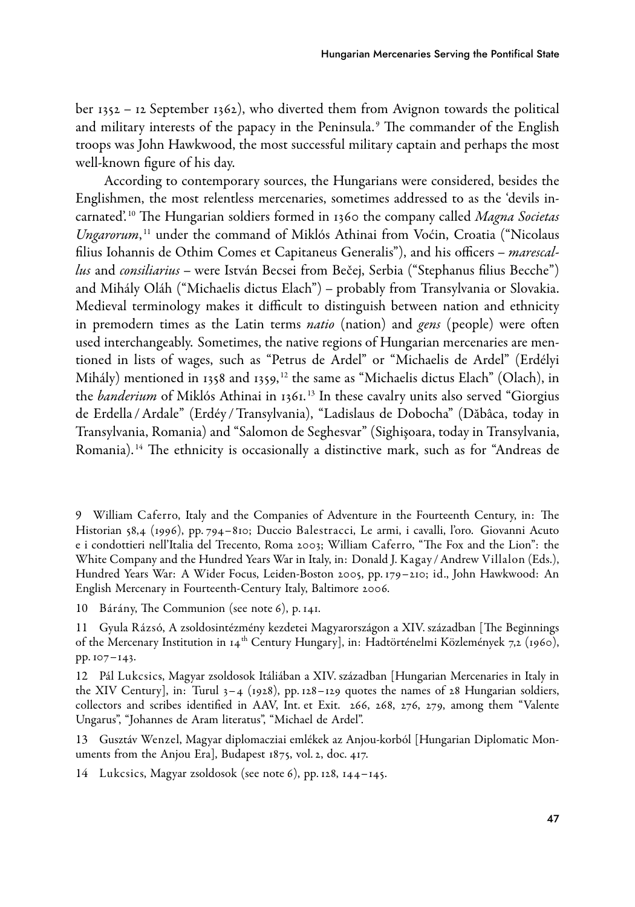ber 1352 – 12 September 1362), who diverted them from Avignon towards the political and military interests of the papacy in the Peninsula.[9] The commander of the English troops was John Hawkwood, the most successful military captain and perhaps the most well-known figure of his day.

According to contemporary sources, the Hungarians were considered, besides the Englishmen, the most relentless mercenaries, sometimes addressed to as the 'devils incarnated'.[10] The Hungarian soldiers formed in 1360 the company called *Magna Societas Ungarorum*,[11] under the command of Miklós Athinai from Voćin, Croatia ("Nicolaus filius Iohannis de Othim Comes et Capitaneus Generalis"), and his officers – *marescallus* and *consiliarius* – were István Becsei from Bečej, Serbia ("Stephanus filius Becche") and Mihály Oláh ("Michaelis dictus Elach") – probably from Transylvania or Slovakia. Medieval terminology makes it difficult to distinguish between nation and ethnicity in premodern times as the Latin terms *natio* (nation) and *gens* (people) were often used interchangeably. Sometimes, the native regions of Hungarian mercenaries are mentioned in lists of wages, such as "Petrus de Ardel" or "Michaelis de Ardel" (Erdélyi Mihály) mentioned in 1358 and 1359,[12] the same as "Michaelis dictus Elach" (Olach), in the *banderium* of Miklós Athinai in 1361.[13] In these cavalry units also served "Giorgius de Erdella / Ardale" (Erdéy / Transylvania), "Ladislaus de Dobocha" (Dăbâca, today in Transylvania, Romania) and "Salomon de Seghesvar" (Sighişoara, today in Transylvania, Romania).[14] The ethnicity is occasionally a distinctive mark, such as for "Andreas de

9 William Caferro, Italy and the Companies of Adventure in the Fourteenth Century, in: The Historian 58,4 (1996), pp. 794–810; Duccio Balestracci, Le armi, i cavalli, l'oro. Giovanni Acuto e i condottieri nell'Italia del Trecento, Roma 2003; William Caferro, "The Fox and the Lion": the White Company and the Hundred Years War in Italy, in: Donald J. Kagay / Andrew Villalon (Eds.), Hundred Years War: A Wider Focus, Leiden-Boston 2005, pp. 179–210; id., John Hawkwood: An English Mercenary in Fourteenth-Century Italy, Baltimore 2006.

10 Bárány, The Communion (see note 6), p. 141.

11 Gyula Rázsó, A zsoldosintézmény kezdetei Magyarországon a XIV. században [The Beginnings of the Mercenary Institution in 14th Century Hungary], in: Hadtörténelmi Közlemények 7,2 (1960), pp. 107–143.

12 Pál Lukcsics, Magyar zsoldosok Itáliában a XIV. században [Hungarian Mercenaries in Italy in the XIV Century], in: Turul 3–4 (1928), pp. 128–129 quotes the names of 28 Hungarian soldiers, collectors and scribes identified in AAV, Int. et Exit. 266, 268, 276, 279, among them "Valente Ungarus", "Johannes de Aram literatus", "Michael de Ardel".

13 Gusztáv Wenzel, Magyar diplomacziai emlékek az Anjou-korból [Hungarian Diplomatic Monuments from the Anjou Era], Budapest 1875, vol. 2, doc. 417.

14 Lukcsics, Magyar zsoldosok (see note 6), pp. 128, 144–145.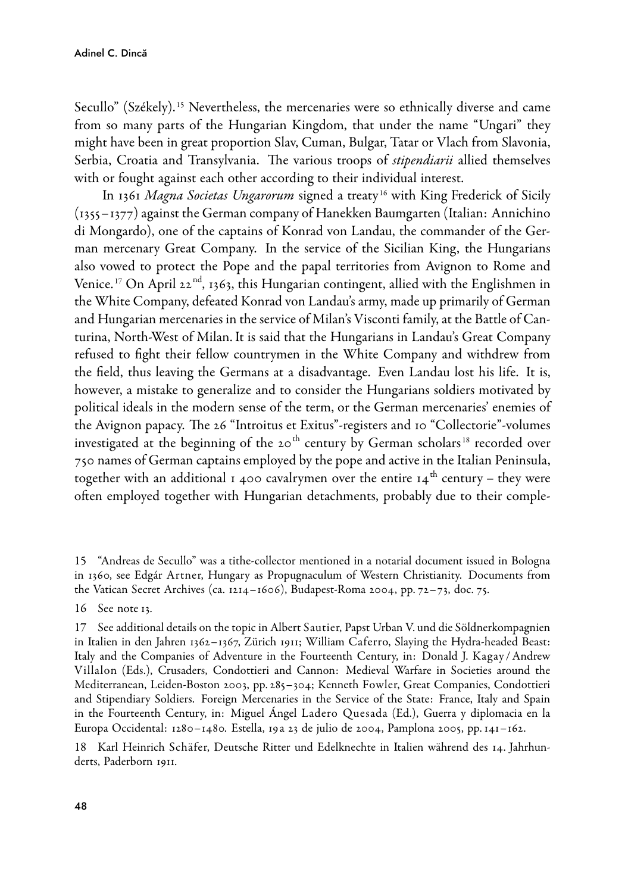Secullo" (Székely).[15] Nevertheless, the mercenaries were so ethnically diverse and came from so many parts of the Hungarian Kingdom, that under the name "Ungari" they might have been in great proportion Slav, Cuman, Bulgar, Tatar or Vlach from Slavonia, Serbia, Croatia and Transylvania. The various troops of *stipendiarii* allied themselves with or fought against each other according to their individual interest.

In 1361 *Magna Societas Ungarorum* signed a treaty[16] with King Frederick of Sicily (1355–1377) against the German company of Hanekken Baumgarten (Italian: Annichino di Mongardo), one of the captains of Konrad von Landau, the commander of the German mercenary Great Company. In the service of the Sicilian King, the Hungarians also vowed to protect the Pope and the papal territories from Avignon to Rome and Venice.[17] On April 22nd, 1363, this Hungarian contingent, allied with the Englishmen in the White Company, defeated Konrad von Landau's army, made up primarily of German and Hungarian mercenaries in the service of Milan's Visconti family, at the Battle of Canturina, North-West of Milan. It is said that the Hungarians in Landau's Great Company refused to fight their fellow countrymen in the White Company and withdrew from the field, thus leaving the Germans at a disadvantage. Even Landau lost his life. It is, however, a mistake to generalize and to consider the Hungarians soldiers motivated by political ideals in the modern sense of the term, or the German mercenaries' enemies of the Avignon papacy. The 26 "Introitus et Exitus"-registers and 10 "Collectorie"-volumes investigated at the beginning of the 20th century by German scholars[18] recorded over 750 names of German captains employed by the pope and active in the Italian Peninsula, together with an additional 1 400 cavalrymen over the entire 14th century – they were often employed together with Hungarian detachments, probably due to their comple-

---

15 "Andreas de Secullo" was a tithe-collector mentioned in a notarial document issued in Bologna in 1360, see Edgár Artner, Hungary as Propugnaculum of Western Christianity. Documents from the Vatican Secret Archives (ca. 1214–1606), Budapest-Roma 2004, pp. 72–73, doc. 75.

16 See note 13.

17 See additional details on the topic in Albert Sautier, Papst Urban V. und die Söldnerkompagnien in Italien in den Jahren 1362–1367, Zürich 1911; William Caferro, Slaying the Hydra-headed Beast: Italy and the Companies of Adventure in the Fourteenth Century, in: Donald J. Kagay / Andrew Villalon (Eds.), Crusaders, Condottieri and Cannon: Medieval Warfare in Societies around the Mediterranean, Leiden-Boston 2003, pp. 285–304; Kenneth Fowler, Great Companies, Condottieri and Stipendiary Soldiers. Foreign Mercenaries in the Service of the State: France, Italy and Spain in the Fourteenth Century, in: Miguel Ángel Ladero Quesada (Ed.), Guerra y diplomacia en la Europa Occidental: 1280–1480. Estella, 19 a 23 de julio de 2004, Pamplona 2005, pp. 141–162.

18 Karl Heinrich Schäfer, Deutsche Ritter und Edelknechte in Italien während des 14. Jahrhunderts, Paderborn 1911.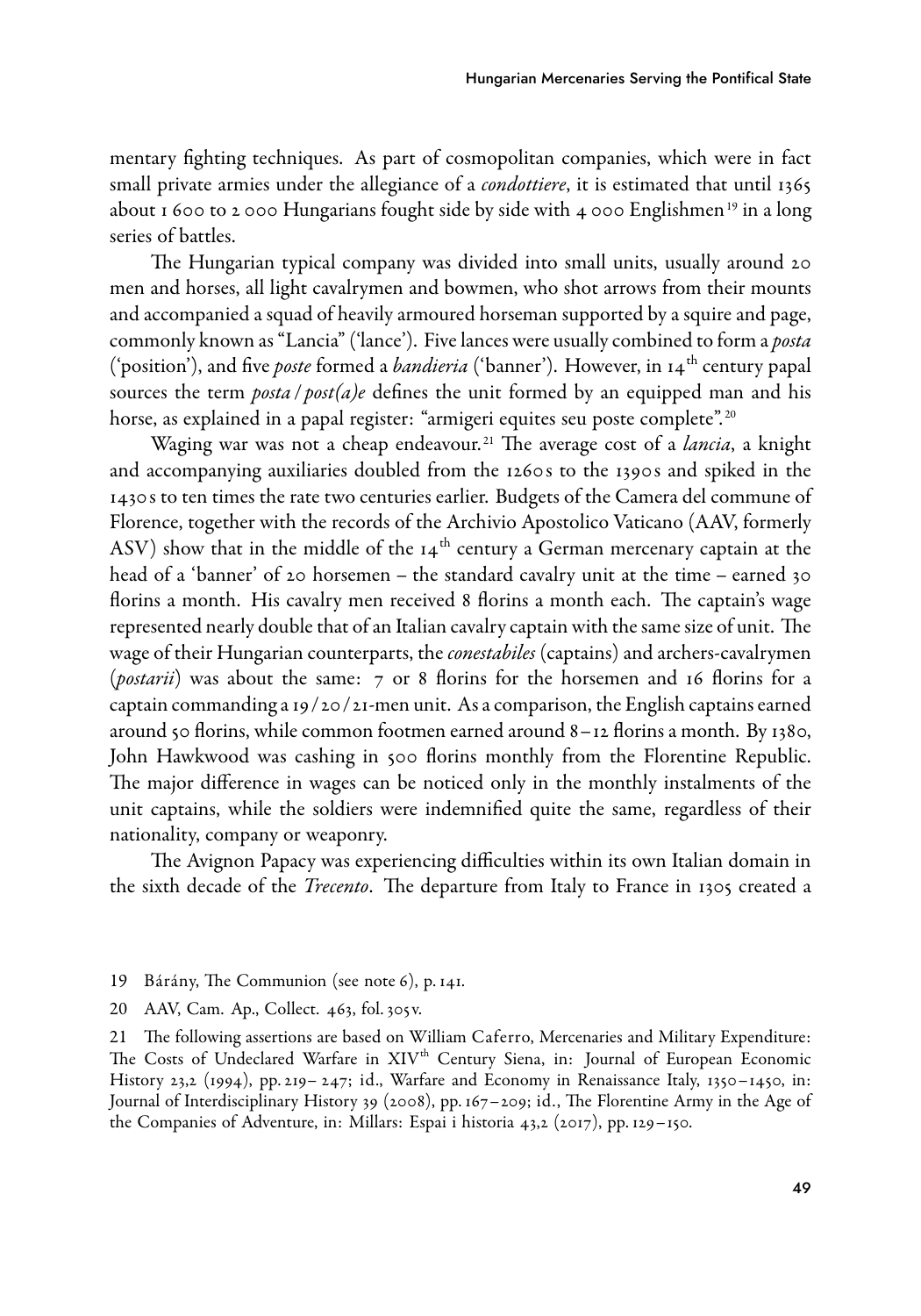mentary fighting techniques. As part of cosmopolitan companies, which were in fact small private armies under the allegiance of a *condottiere*, it is estimated that until 1365 about 1 600 to 2 000 Hungarians fought side by side with 4 000 Englishmen[19] in a long series of battles.

The Hungarian typical company was divided into small units, usually around 20 men and horses, all light cavalrymen and bowmen, who shot arrows from their mounts and accompanied a squad of heavily armoured horseman supported by a squire and page, commonly known as "Lancia" ('lance'). Five lances were usually combined to form a *posta* ('position'), and five *poste* formed a *bandieria* ('banner'). However, in 14th century papal sources the term *posta/post(a)e* defines the unit formed by an equipped man and his horse, as explained in a papal register: "armigeri equites seu poste complete".[20]

Waging war was not a cheap endeavour.[21] The average cost of a *lancia*, a knight and accompanying auxiliaries doubled from the 1260s to the 1390s and spiked in the 1430s to ten times the rate two centuries earlier. Budgets of the Camera del commune of Florence, together with the records of the Archivio Apostolico Vaticano (AAV, formerly ASV) show that in the middle of the 14th century a German mercenary captain at the head of a 'banner' of 20 horsemen – the standard cavalry unit at the time – earned 30 florins a month. His cavalry men received 8 florins a month each. The captain's wage represented nearly double that of an Italian cavalry captain with the same size of unit. The wage of their Hungarian counterparts, the *conestabiles* (captains) and archers-cavalrymen (*postarii*) was about the same: 7 or 8 florins for the horsemen and 16 florins for a captain commanding a 19/20/21-men unit. As a comparison, the English captains earned around 50 florins, while common footmen earned around 8–12 florins a month. By 1380, John Hawkwood was cashing in 500 florins monthly from the Florentine Republic. The major difference in wages can be noticed only in the monthly instalments of the unit captains, while the soldiers were indemnified quite the same, regardless of their nationality, company or weaponry.

The Avignon Papacy was experiencing difficulties within its own Italian domain in the sixth decade of the *Trecento*. The departure from Italy to France in 1305 created a

19 Bárány, The Communion (see note 6), p. 141.

20 AAV, Cam. Ap., Collect. 463, fol. 305v.

21 The following assertions are based on William Caferro, Mercenaries and Military Expenditure: The Costs of Undeclared Warfare in XIVth Century Siena, in: Journal of European Economic History 23,2 (1994), pp. 219–247; id., Warfare and Economy in Renaissance Italy, 1350–1450, in: Journal of Interdisciplinary History 39 (2008), pp. 167–209; id., The Florentine Army in the Age of the Companies of Adventure, in: Millars: Espai i historia 43,2 (2017), pp. 129–150.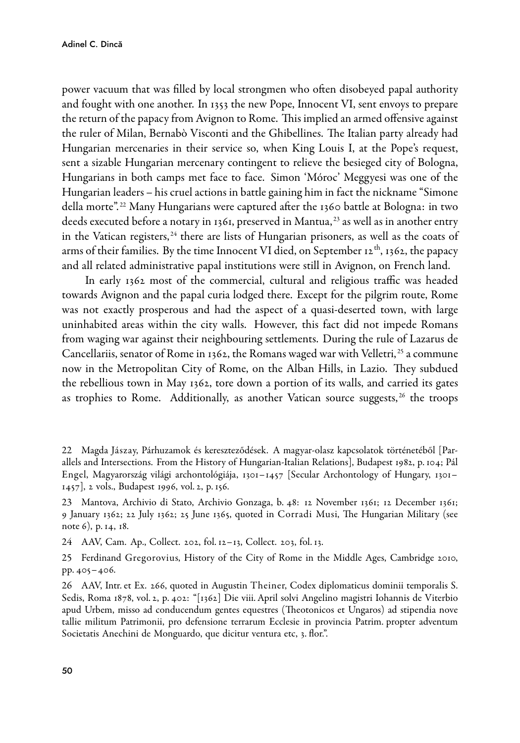power vacuum that was filled by local strongmen who often disobeyed papal authority and fought with one another. In 1353 the new Pope, Innocent VI, sent envoys to prepare the return of the papacy from Avignon to Rome. This implied an armed offensive against the ruler of Milan, Bernabò Visconti and the Ghibellines. The Italian party already had Hungarian mercenaries in their service so, when King Louis I, at the Pope's request, sent a sizable Hungarian mercenary contingent to relieve the besieged city of Bologna, Hungarians in both camps met face to face. Simon 'Móroc' Meggyesi was one of the Hungarian leaders – his cruel actions in battle gaining him in fact the nickname "Simone della morte".[22] Many Hungarians were captured after the 1360 battle at Bologna: in two deeds executed before a notary in 1361, preserved in Mantua,[23] as well as in another entry in the Vatican registers,[24] there are lists of Hungarian prisoners, as well as the coats of arms of their families. By the time Innocent VI died, on September 12th, 1362, the papacy and all related administrative papal institutions were still in Avignon, on French land.

In early 1362 most of the commercial, cultural and religious traffic was headed towards Avignon and the papal curia lodged there. Except for the pilgrim route, Rome was not exactly prosperous and had the aspect of a quasi-deserted town, with large uninhabited areas within the city walls. However, this fact did not impede Romans from waging war against their neighbouring settlements. During the rule of Lazarus de Cancellariis, senator of Rome in 1362, the Romans waged war with Velletri,[25] a commune now in the Metropolitan City of Rome, on the Alban Hills, in Lazio. They subdued the rebellious town in May 1362, tore down a portion of its walls, and carried its gates as trophies to Rome. Additionally, as another Vatican source suggests,[26] the troops

22 Magda Jászay, Párhuzamok és kereszteződések. A magyar-olasz kapcsolatok történetéből [Parallels and Intersections. From the History of Hungarian-Italian Relations], Budapest 1982, p. 104; Pál Engel, Magyarország világi archontológiája, 1301–1457 [Secular Archontology of Hungary, 1301–1457], 2 vols., Budapest 1996, vol. 2, p. 156.

23 Mantova, Archivio di Stato, Archivio Gonzaga, b. 48: 12 November 1361; 12 December 1361; 9 January 1362; 22 July 1362; 25 June 1365, quoted in Corradi Musi, The Hungarian Military (see note 6), p. 14, 18.

24 AAV, Cam. Ap., Collect. 202, fol. 12–13, Collect. 203, fol. 13.

25 Ferdinand Gregorovius, History of the City of Rome in the Middle Ages, Cambridge 2010, pp. 405–406.

26 AAV, Intr. et Ex. 266, quoted in Augustin Theiner, Codex diplomaticus dominii temporalis S. Sedis, Roma 1878, vol. 2, p. 402: "[1362] Die viii. April solvi Angelino magistri Iohannis de Viterbio apud Urbem, misso ad conducendum gentes equestres (Theotonicos et Ungaros) ad stipendia nove tallie militum Patrimonii, pro defensione terrarum Ecclesie in provincia Patrim. propter adventum Societatis Anechini de Monguardo, que dicitur ventura etc, 3. flor.".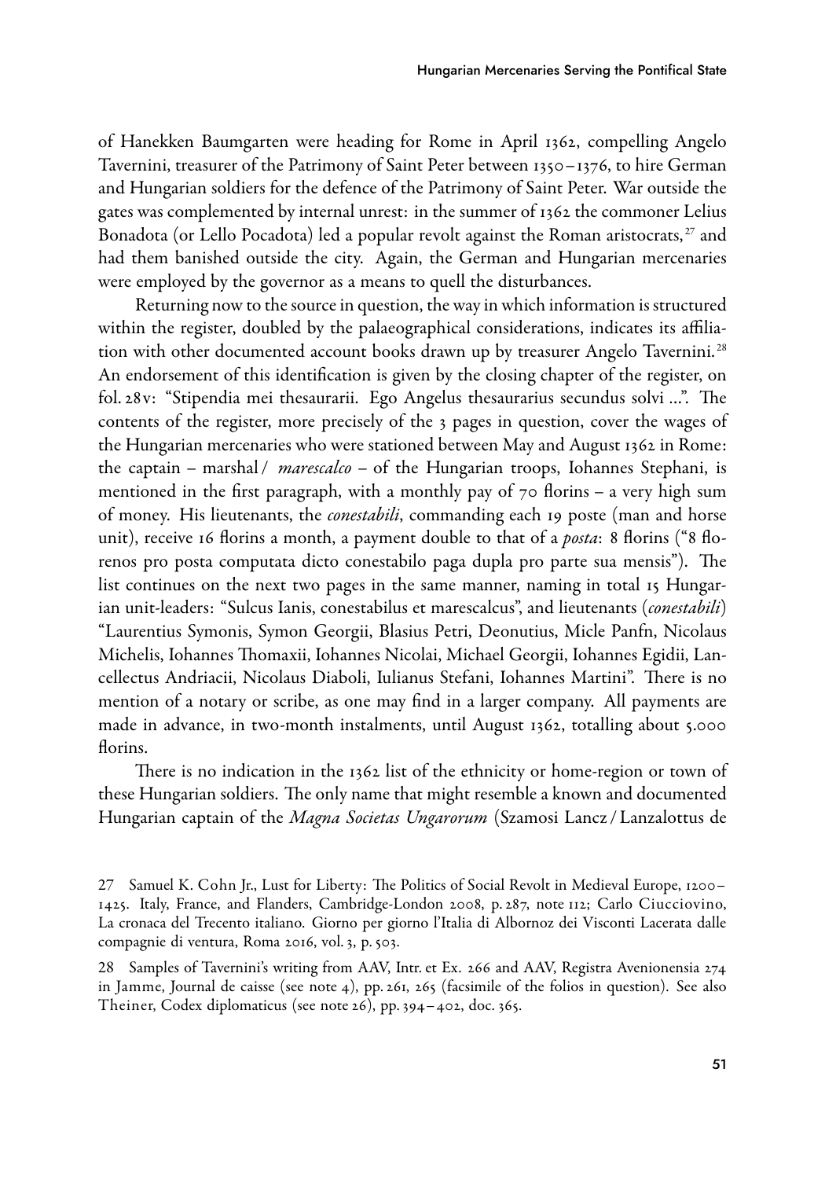of Hanekken Baumgarten were heading for Rome in April 1362, compelling Angelo Tavernini, treasurer of the Patrimony of Saint Peter between 1350–1376, to hire German and Hungarian soldiers for the defence of the Patrimony of Saint Peter. War outside the gates was complemented by internal unrest: in the summer of 1362 the commoner Lelius Bonadota (or Lello Pocadota) led a popular revolt against the Roman aristocrats,[27] and had them banished outside the city. Again, the German and Hungarian mercenaries were employed by the governor as a means to quell the disturbances.

Returning now to the source in question, the way in which information is structured within the register, doubled by the palaeographical considerations, indicates its affiliation with other documented account books drawn up by treasurer Angelo Tavernini.[28] An endorsement of this identification is given by the closing chapter of the register, on fol. 28v: "Stipendia mei thesaurarii. Ego Angelus thesaurarius secundus solvi …". The contents of the register, more precisely of the 3 pages in question, cover the wages of the Hungarian mercenaries who were stationed between May and August 1362 in Rome: the captain – marshal / *marescalco* – of the Hungarian troops, Iohannes Stephani, is mentioned in the first paragraph, with a monthly pay of 70 florins – a very high sum of money. His lieutenants, the *conestabili*, commanding each 19 poste (man and horse unit), receive 16 florins a month, a payment double to that of a *posta*: 8 florins ("8 florenos pro posta computata dicto conestabilo paga dupla pro parte sua mensis"). The list continues on the next two pages in the same manner, naming in total 15 Hungarian unit-leaders: "Sulcus Ianis, conestabilus et marescalcus", and lieutenants (*conestabili*) "Laurentius Symonis, Symon Georgii, Blasius Petri, Deonutius, Micle Panfn, Nicolaus Michelis, Iohannes Thomaxii, Iohannes Nicolai, Michael Georgii, Iohannes Egidii, Lancellectus Andriacii, Nicolaus Diaboli, Iulianus Stefani, Iohannes Martini". There is no mention of a notary or scribe, as one may find in a larger company. All payments are made in advance, in two-month instalments, until August 1362, totalling about 5.000 florins.

There is no indication in the 1362 list of the ethnicity or home-region or town of these Hungarian soldiers. The only name that might resemble a known and documented Hungarian captain of the *Magna Societas Ungarorum* (Szamosi Lancz / Lanzalottus de

27 Samuel K. Cohn Jr., Lust for Liberty: The Politics of Social Revolt in Medieval Europe, 1200–1425. Italy, France, and Flanders, Cambridge-London 2008, p. 287, note 112; Carlo Ciucciovino, La cronaca del Trecento italiano. Giorno per giorno l'Italia di Albornoz dei Visconti Lacerata dalle compagnie di ventura, Roma 2016, vol. 3, p. 503.

28 Samples of Tavernini's writing from AAV, Intr. et Ex. 266 and AAV, Registra Avenionensia 274 in Jamme, Journal de caisse (see note 4), pp. 261, 265 (facsimile of the folios in question). See also Theiner, Codex diplomaticus (see note 26), pp. 394–402, doc. 365.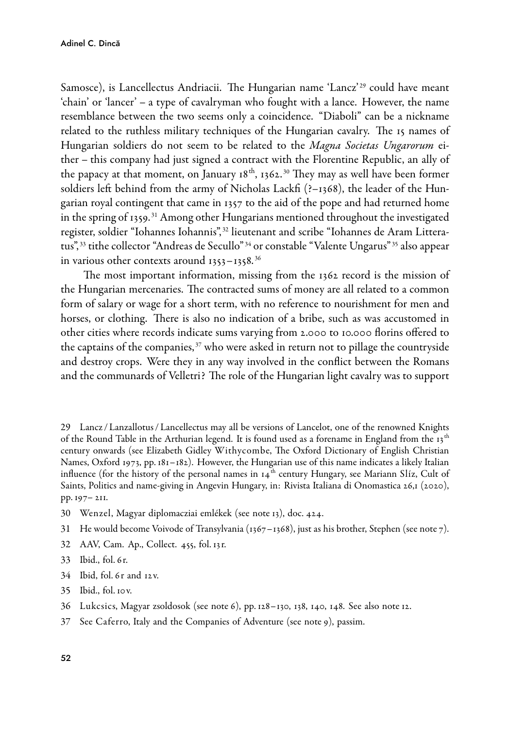Samosce), is Lancellectus Andriacii. The Hungarian name 'Lancz'[29] could have meant 'chain' or 'lancer' – a type of cavalryman who fought with a lance. However, the name resemblance between the two seems only a coincidence. "Diaboli" can be a nickname related to the ruthless military techniques of the Hungarian cavalry. The 15 names of Hungarian soldiers do not seem to be related to the *Magna Societas Ungarorum* either – this company had just signed a contract with the Florentine Republic, an ally of the papacy at that moment, on January 18th, 1362.[30] They may as well have been former soldiers left behind from the army of Nicholas Lackfi (?–1368), the leader of the Hungarian royal contingent that came in 1357 to the aid of the pope and had returned home in the spring of 1359.[31] Among other Hungarians mentioned throughout the investigated register, soldier "Iohannes Iohannis",[32] lieutenant and scribe "Iohannes de Aram Litteratus",[33] tithe collector "Andreas de Secullo"[34] or constable "Valente Ungarus"[35] also appear in various other contexts around 1353–1358.[36]

The most important information, missing from the 1362 record is the mission of the Hungarian mercenaries. The contracted sums of money are all related to a common form of salary or wage for a short term, with no reference to nourishment for men and horses, or clothing. There is also no indication of a bribe, such as was accustomed in other cities where records indicate sums varying from 2.000 to 10.000 florins offered to the captains of the companies,[37] who were asked in return not to pillage the countryside and destroy crops. Were they in any way involved in the conflict between the Romans and the communards of Velletri? The role of the Hungarian light cavalry was to support

---

29 Lancz / Lanzallotus / Lancellectus may all be versions of Lancelot, one of the renowned Knights of the Round Table in the Arthurian legend. It is found used as a forename in England from the 13th century onwards (see Elizabeth Gidley Withycombe, The Oxford Dictionary of English Christian Names, Oxford 1973, pp. 181–182). However, the Hungarian use of this name indicates a likely Italian influence (for the history of the personal names in 14th century Hungary, see Mariann Slíz, Cult of Saints, Politics and name-giving in Angevin Hungary, in: Rivista Italiana di Onomastica 26,1 (2020), pp. 197– 211.

30 Wenzel, Magyar diplomacziai emlékek (see note 13), doc. 424.

31 He would become Voivode of Transylvania (1367–1368), just as his brother, Stephen (see note 7).

32 AAV, Cam. Ap., Collect. 455, fol. 13r.

33 Ibid., fol. 6r.

34 Ibid, fol. 6r and 12v.

35 Ibid., fol. 10v.

36 Lukcsics, Magyar zsoldosok (see note 6), pp. 128–130, 138, 140, 148. See also note 12.

37 See Caferro, Italy and the Companies of Adventure (see note 9), passim.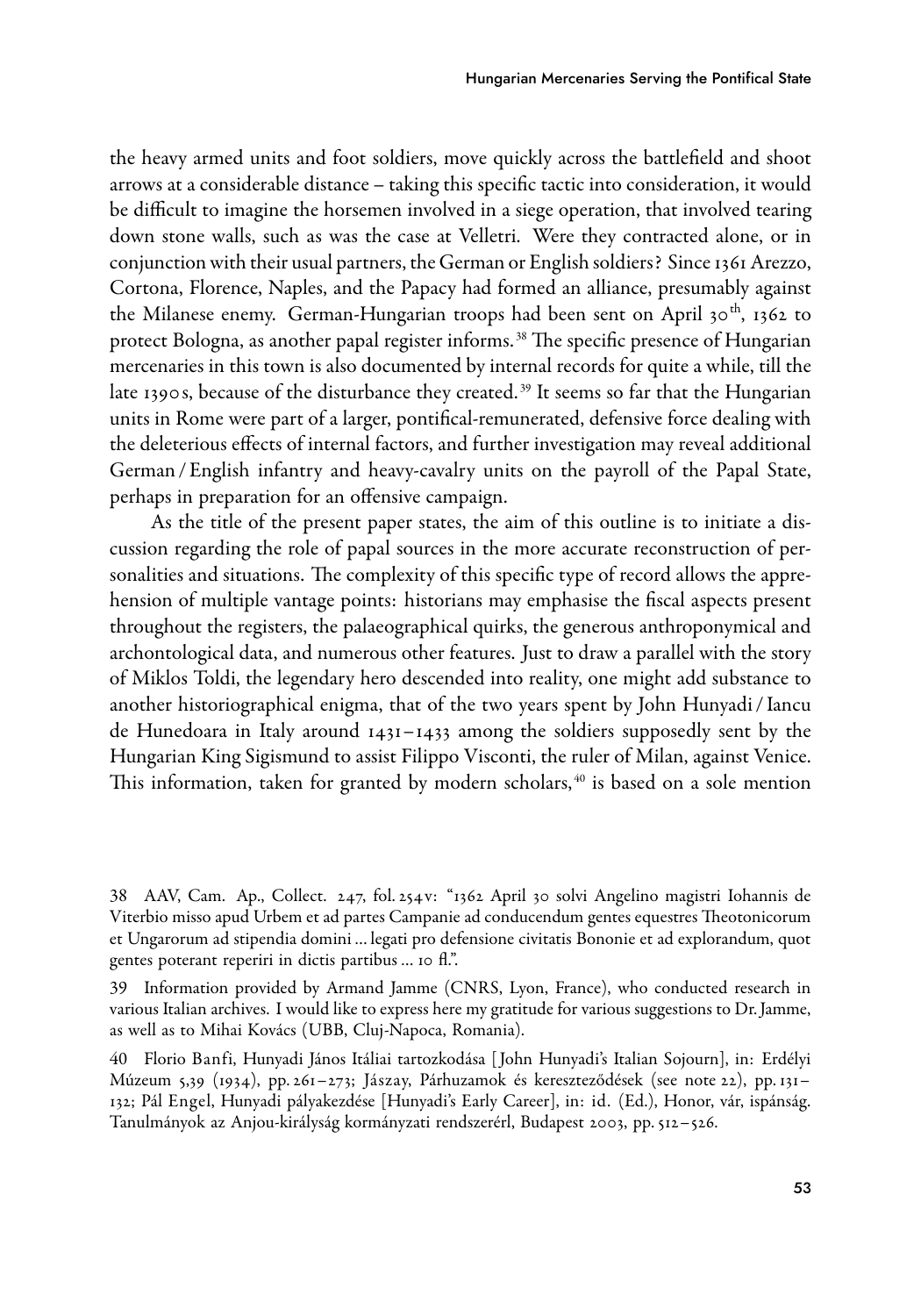the heavy armed units and foot soldiers, move quickly across the battlefield and shoot arrows at a considerable distance – taking this specific tactic into consideration, it would be difficult to imagine the horsemen involved in a siege operation, that involved tearing down stone walls, such as was the case at Velletri. Were they contracted alone, or in conjunction with their usual partners, the German or English soldiers? Since 1361 Arezzo, Cortona, Florence, Naples, and the Papacy had formed an alliance, presumably against the Milanese enemy. German-Hungarian troops had been sent on April 30th, 1362 to protect Bologna, as another papal register informs.[38] The specific presence of Hungarian mercenaries in this town is also documented by internal records for quite a while, till the late 1390s, because of the disturbance they created.[39] It seems so far that the Hungarian units in Rome were part of a larger, pontifical-remunerated, defensive force dealing with the deleterious effects of internal factors, and further investigation may reveal additional German / English infantry and heavy-cavalry units on the payroll of the Papal State, perhaps in preparation for an offensive campaign.

As the title of the present paper states, the aim of this outline is to initiate a discussion regarding the role of papal sources in the more accurate reconstruction of personalities and situations. The complexity of this specific type of record allows the apprehension of multiple vantage points: historians may emphasise the fiscal aspects present throughout the registers, the palaeographical quirks, the generous anthroponymical and archontological data, and numerous other features. Just to draw a parallel with the story of Miklos Toldi, the legendary hero descended into reality, one might add substance to another historiographical enigma, that of the two years spent by John Hunyadi / Iancu de Hunedoara in Italy around 1431–1433 among the soldiers supposedly sent by the Hungarian King Sigismund to assist Filippo Visconti, the ruler of Milan, against Venice. This information, taken for granted by modern scholars,[40] is based on a sole mention

38 AAV, Cam. Ap., Collect. 247, fol. 254v: "1362 April 30 solvi Angelino magistri Iohannis de Viterbio misso apud Urbem et ad partes Campanie ad conducendum gentes equestres Theotonicorum et Ungarorum ad stipendia domini ... legati pro defensione civitatis Bononie et ad explorandum, quot gentes poterant reperiri in dictis partibus ... 10 fl.".

39 Information provided by Armand Jamme (CNRS, Lyon, France), who conducted research in various Italian archives. I would like to express here my gratitude for various suggestions to Dr. Jamme, as well as to Mihai Kovács (UBB, Cluj-Napoca, Romania).

40 Florio Banfi, Hunyadi János Itáliai tartozkodása [John Hunyadi's Italian Sojourn], in: Erdélyi Múzeum 5,39 (1934), pp. 261–273; Jászay, Párhuzamok és kereszteződések (see note 22), pp. 131–132; Pál Engel, Hunyadi pályakezdése [Hunyadi's Early Career], in: id. (Ed.), Honor, vár, ispánság. Tanulmányok az Anjou-királyság kormányzati rendszerérl, Budapest 2003, pp. 512–526.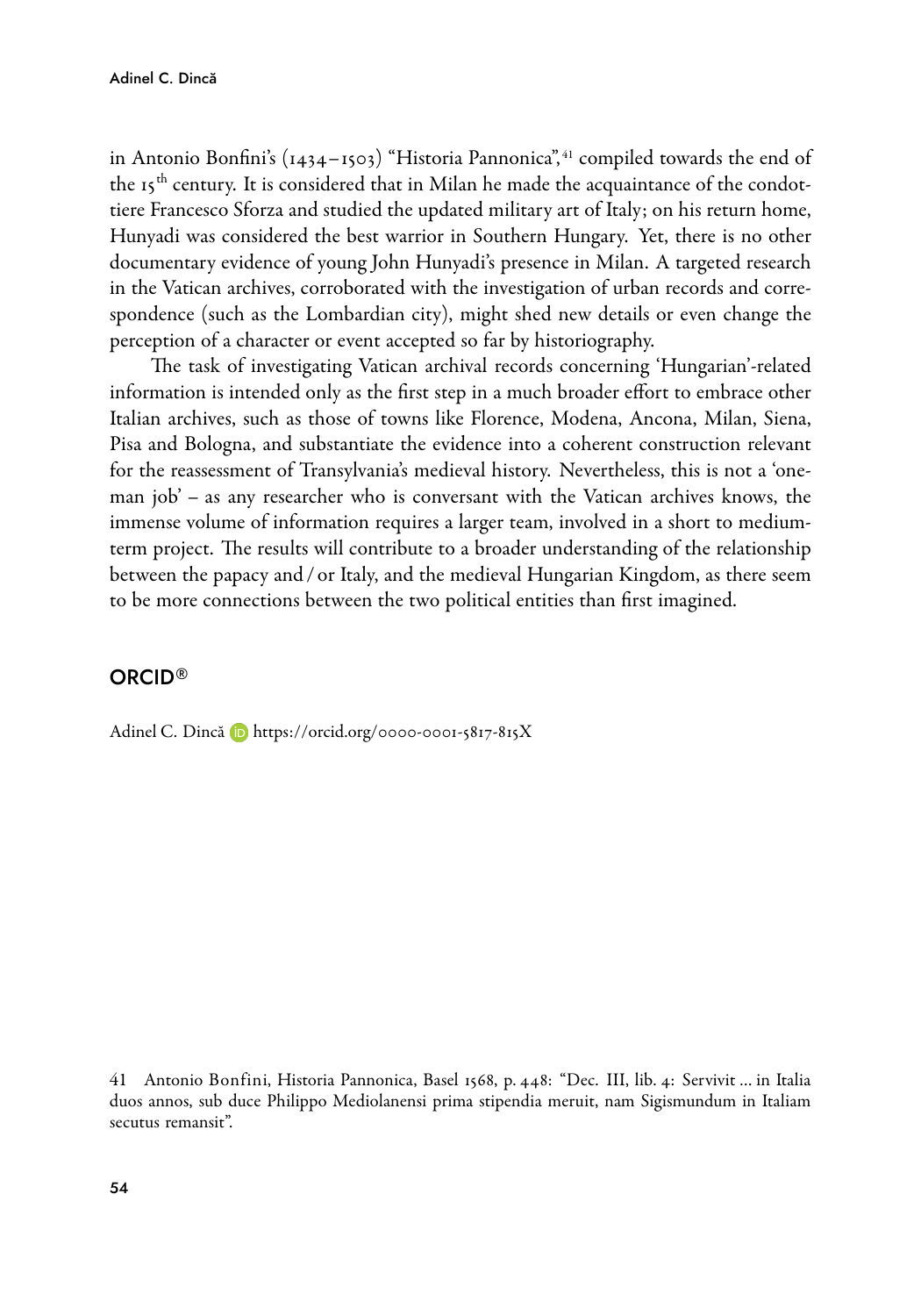in Antonio Bonfini's (1434–1503) "Historia Pannonica",[41] compiled towards the end of the 15th century. It is considered that in Milan he made the acquaintance of the condottiere Francesco Sforza and studied the updated military art of Italy; on his return home, Hunyadi was considered the best warrior in Southern Hungary. Yet, there is no other documentary evidence of young John Hunyadi's presence in Milan. A targeted research in the Vatican archives, corroborated with the investigation of urban records and correspondence (such as the Lombardian city), might shed new details or even change the perception of a character or event accepted so far by historiography.

The task of investigating Vatican archival records concerning 'Hungarian'-related information is intended only as the first step in a much broader effort to embrace other Italian archives, such as those of towns like Florence, Modena, Ancona, Milan, Siena, Pisa and Bologna, and substantiate the evidence into a coherent construction relevant for the reassessment of Transylvania's medieval history. Nevertheless, this is not a 'one-man job' – as any researcher who is conversant with the Vatican archives knows, the immense volume of information requires a larger team, involved in a short to medium-term project. The results will contribute to a broader understanding of the relationship between the papacy and / or Italy, and the medieval Hungarian Kingdom, as there seem to be more connections between the two political entities than first imagined.

## ORCID®

Adinel C. Dincă https://orcid.org/0000-0001-5817-815X

41 Antonio Bonfini, Historia Pannonica, Basel 1568, p. 448: "Dec. III, lib. 4: Servivit … in Italia duos annos, sub duce Philippo Mediolanensi prima stipendia meruit, nam Sigismundum in Italiam secutus remansit".